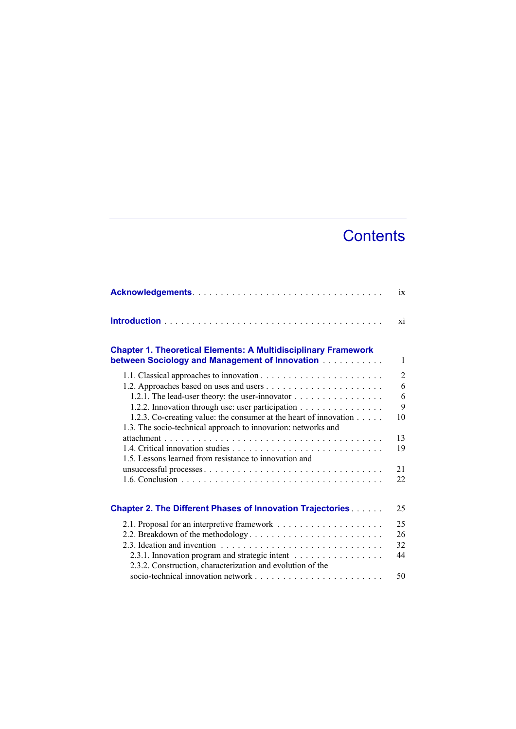# Contents

**Acknowledgements** . . . . . . . . . . . . . . . . . . . . . . . . . . . . . . . . ix

**Introduction** . . . . . . . . . . . . . . . . . . . . . . . . . . . . . . . . . . . xi

**Chapter 1. Theoretical Elements: A Multidisciplinary Framework between Sociology and Management of Innovation** . . . . . . . . . . . 1

- 1.1. Classical approaches to innovation . . . . . . . . . . . . . . . . . . . . . 2
- 1.2. Approaches based on uses and users . . . . . . . . . . . . . . . . . . . . 6
  - 1.2.1. The lead-user theory: the user-innovator . . . . . . . . . . . . . . . 6
  - 1.2.2. Innovation through use: user participation . . . . . . . . . . . . . . 9
  - 1.2.3. Co-creating value: the consumer at the heart of innovation . . . . . 10
- 1.3. The socio-technical approach to innovation: networks and attachment . . . . . . . . . . . . . . . . . . . . . . . . . . . . . . . . . . 13
- 1.4. Critical innovation studies . . . . . . . . . . . . . . . . . . . . . . . . . 19
- 1.5. Lessons learned from resistance to innovation and unsuccessful processes . . . . . . . . . . . . . . . . . . . . . . . . . . . . . . 21
- 1.6. Conclusion . . . . . . . . . . . . . . . . . . . . . . . . . . . . . . . . . . 22

**Chapter 2. The Different Phases of Innovation Trajectories** . . . . . . 25

- 2.1. Proposal for an interpretive framework . . . . . . . . . . . . . . . . . . 25
- 2.2. Breakdown of the methodology . . . . . . . . . . . . . . . . . . . . . . . 26
- 2.3. Ideation and invention . . . . . . . . . . . . . . . . . . . . . . . . . . . . 32
  - 2.3.1. Innovation program and strategic intent . . . . . . . . . . . . . . . 44
  - 2.3.2. Construction, characterization and evolution of the socio-technical innovation network . . . . . . . . . . . . . . . . . . . . . . . 50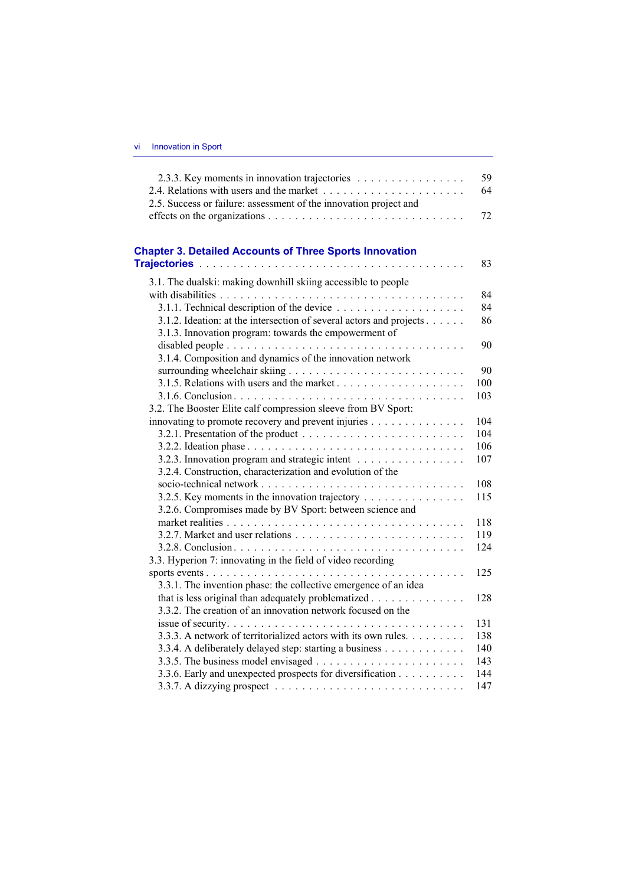2.3.3. Key moments in innovation trajectories . . . . . . . . . . . . . . . . 59
2.4. Relations with users and the market . . . . . . . . . . . . . . . . . . . . 64
2.5. Success or failure: assessment of the innovation project and effects on the organizations . . . . . . . . . . . . . . . . . . . . . . . . . . 72

**Chapter 3. Detailed Accounts of Three Sports Innovation Trajectories** . . . . . . . . . . . . . . . . . . . . . . . . . . . . . . . . . . . . 83

3.1. The dualski: making downhill skiing accessible to people with disabilities . . . . . . . . . . . . . . . . . . . . . . . . . . . . . . . . . . 84
3.1.1. Technical description of the device . . . . . . . . . . . . . . . . . . . 84
3.1.2. Ideation: at the intersection of several actors and projects . . . . . . 86
3.1.3. Innovation program: towards the empowerment of disabled people . . . . . . . . . . . . . . . . . . . . . . . . . . . . . . . . . . . 90
3.1.4. Composition and dynamics of the innovation network surrounding wheelchair skiing . . . . . . . . . . . . . . . . . . . . . . . . . 90
3.1.5. Relations with users and the market . . . . . . . . . . . . . . . . . . . 100
3.1.6. Conclusion . . . . . . . . . . . . . . . . . . . . . . . . . . . . . . . . . 103
3.2. The Booster Elite calf compression sleeve from BV Sport: innovating to promote recovery and prevent injuries . . . . . . . . . . . . . 104
3.2.1. Presentation of the product . . . . . . . . . . . . . . . . . . . . . . . . 104
3.2.2. Ideation phase . . . . . . . . . . . . . . . . . . . . . . . . . . . . . . . 106
3.2.3. Innovation program and strategic intent . . . . . . . . . . . . . . . . 107
3.2.4. Construction, characterization and evolution of the socio-technical network . . . . . . . . . . . . . . . . . . . . . . . . . . . . 108
3.2.5. Key moments in the innovation trajectory . . . . . . . . . . . . . . . 115
3.2.6. Compromises made by BV Sport: between science and market realities . . . . . . . . . . . . . . . . . . . . . . . . . . . . . . . . 118
3.2.7. Market and user relations . . . . . . . . . . . . . . . . . . . . . . . . 119
3.2.8. Conclusion . . . . . . . . . . . . . . . . . . . . . . . . . . . . . . . . . 124
3.3. Hyperion 7: innovating in the field of video recording sports events . . . . . . . . . . . . . . . . . . . . . . . . . . . . . . . . . . . 125
3.3.1. The invention phase: the collective emergence of an idea that is less original than adequately problematized . . . . . . . . . . . . . 128
3.3.2. The creation of an innovation network focused on the issue of security . . . . . . . . . . . . . . . . . . . . . . . . . . . . . . . . . 131
3.3.3. A network of territorialized actors with its own rules. . . . . . . . . 138
3.3.4. A deliberately delayed step: starting a business . . . . . . . . . . . . 140
3.3.5. The business model envisaged . . . . . . . . . . . . . . . . . . . . . . 143
3.3.6. Early and unexpected prospects for diversification . . . . . . . . . . 144
3.3.7. A dizzying prospect . . . . . . . . . . . . . . . . . . . . . . . . . . . . 147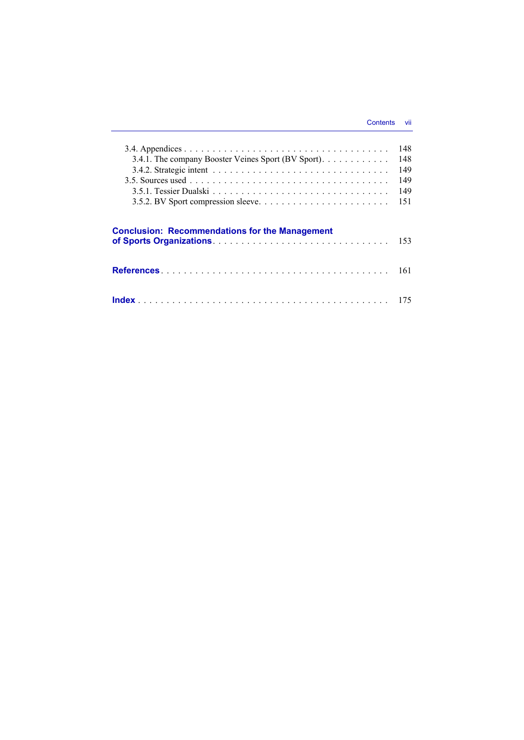3.4. Appendices . . . . . . . . . . . . . . . . . . . . . . . . . . . . . . . . . . . 148
3.4.1. The company Booster Veines Sport (BV Sport). . . . . . . . . . . . 148
3.4.2. Strategic intent . . . . . . . . . . . . . . . . . . . . . . . . . . . . . . 149
3.5. Sources used . . . . . . . . . . . . . . . . . . . . . . . . . . . . . . . . . 149
3.5.1. Tessier Dualski . . . . . . . . . . . . . . . . . . . . . . . . . . . . . . 149
3.5.2. BV Sport compression sleeve. . . . . . . . . . . . . . . . . . . . . . . 151

**Conclusion: Recommendations for the Management of Sports Organizations** . . . . . . . . . . . . . . . . . . . . . . . . . . . . . . 153

**References** . . . . . . . . . . . . . . . . . . . . . . . . . . . . . . . . . . . . . . 161

**Index** . . . . . . . . . . . . . . . . . . . . . . . . . . . . . . . . . . . . . . . . . 175